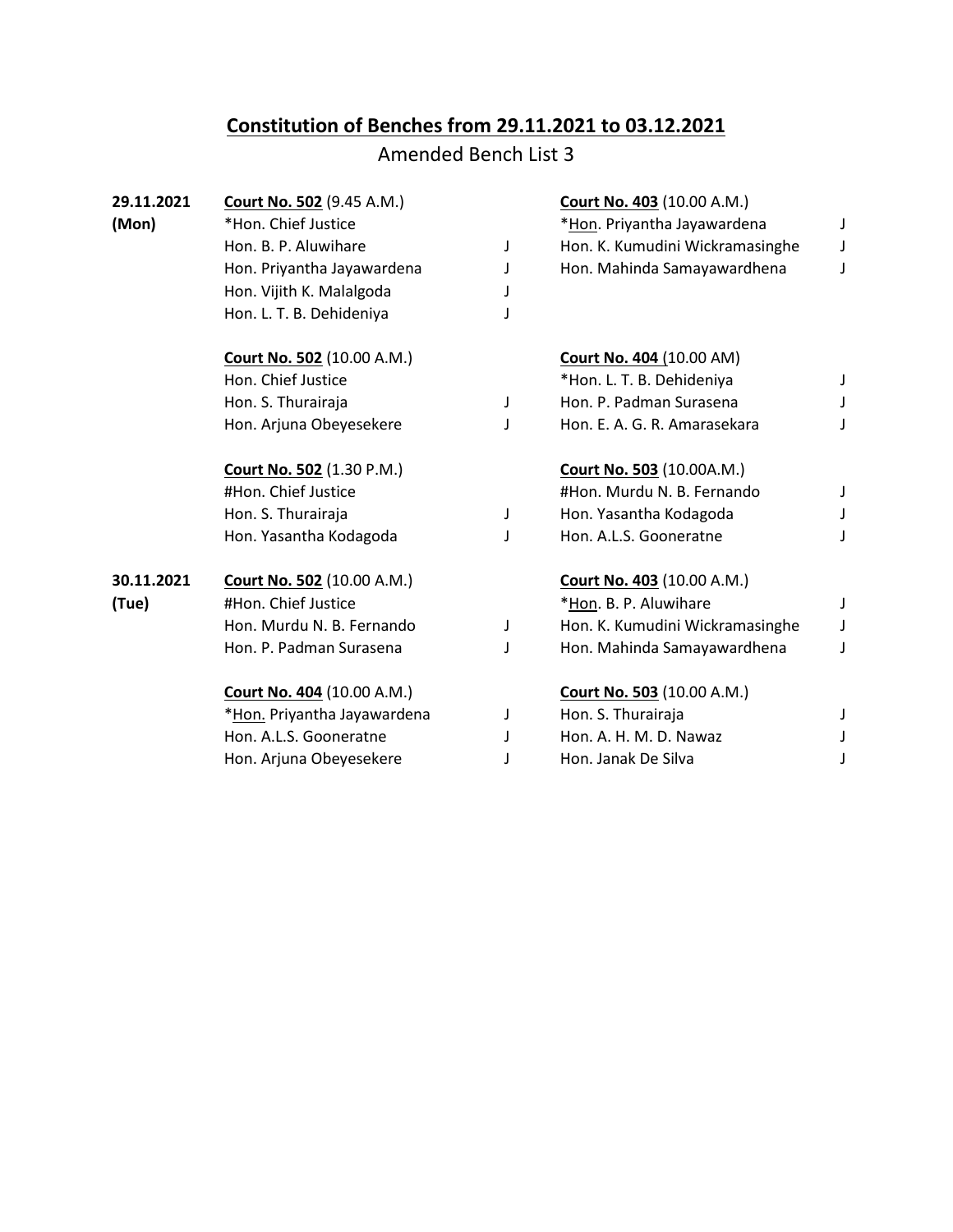# **Constitution of Benches from 29.11.2021 to 03.12.2021**

Amended Bench List 3

**29.11.2021 (Mon)**

**Court No. 502** (9.45 A.M.)

| | |
|---|---|
| *Hon. Chief Justice | |
| Hon. B. P. Aluwihare | J |
| Hon. Priyantha Jayawardena | J |
| Hon. Vijith K. Malalgoda | J |
| Hon. L. T. B. Dehideniya | J |

**Court No. 403** (10.00 A.M.)

| | |
|---|---|
| *Hon. Priyantha Jayawardena | J |
| Hon. K. Kumudini Wickramasinghe | J |
| Hon. Mahinda Samayawardhena | J |

**Court No. 502** (10.00 A.M.)

| | |
|---|---|
| Hon. Chief Justice | |
| Hon. S. Thurairaja | J |
| Hon. Arjuna Obeyesekere | J |

**Court No. 404** (10.00 AM)

| | |
|---|---|
| *Hon. L. T. B. Dehideniya | J |
| Hon. P. Padman Surasena | J |
| Hon. E. A. G. R. Amarasekara | J |

**Court No. 502** (1.30 P.M.)

| | |
|---|---|
| #Hon. Chief Justice | |
| Hon. S. Thurairaja | J |
| Hon. Yasantha Kodagoda | J |

**Court No. 503** (10.00A.M.)

| | |
|---|---|
| #Hon. Murdu N. B. Fernando | J |
| Hon. Yasantha Kodagoda | J |
| Hon. A.L.S. Gooneratne | J |

**30.11.2021 (Tue)**

**Court No. 502** (10.00 A.M.)

| | |
|---|---|
| #Hon. Chief Justice | |
| Hon. Murdu N. B. Fernando | J |
| Hon. P. Padman Surasena | J |

**Court No. 403** (10.00 A.M.)

| | |
|---|---|
| *Hon. B. P. Aluwihare | J |
| Hon. K. Kumudini Wickramasinghe | J |
| Hon. Mahinda Samayawardhena | J |

**Court No. 404** (10.00 A.M.)

| | |
|---|---|
| *Hon. Priyantha Jayawardena | J |
| Hon. A.L.S. Gooneratne | J |
| Hon. Arjuna Obeyesekere | J |

**Court No. 503** (10.00 A.M.)

| | |
|---|---|
| Hon. S. Thurairaja | J |
| Hon. A. H. M. D. Nawaz | J |
| Hon. Janak De Silva | J |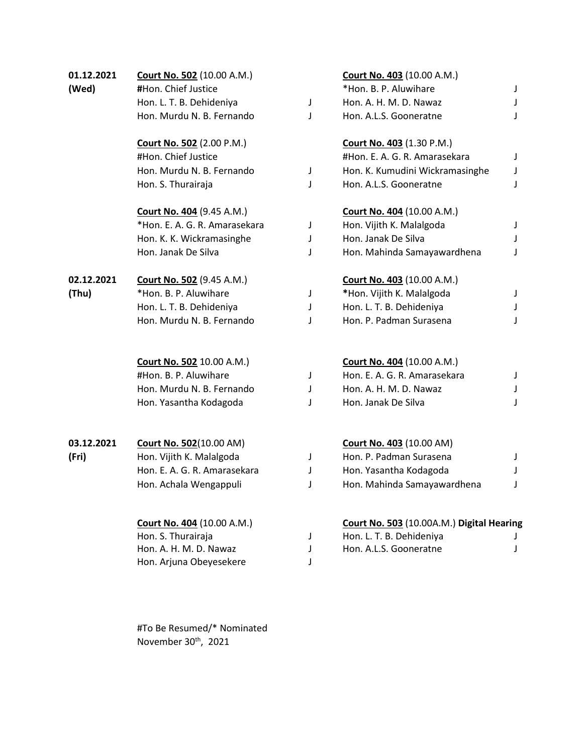**01.12.2021 (Wed)**

**Court No. 502** (10.00 A.M.)
**#**Hon. Chief Justice
Hon. L. T. B. Dehideniya J
Hon. Murdu N. B. Fernando J

**Court No. 403** (10.00 A.M.)
*Hon. B. P. Aluwihare J
Hon. A. H. M. D. Nawaz J
Hon. A.L.S. Gooneratne J

**Court No. 502** (2.00 P.M.)
#Hon. Chief Justice
Hon. Murdu N. B. Fernando J
Hon. S. Thurairaja J

**Court No. 403** (1.30 P.M.)
#Hon. E. A. G. R. Amarasekara J
Hon. K. Kumudini Wickramasinghe J
Hon. A.L.S. Gooneratne J

**Court No. 404** (9.45 A.M.)
*Hon. E. A. G. R. Amarasekara J
Hon. K. K. Wickramasinghe J
Hon. Janak De Silva J

**Court No. 404** (10.00 A.M.)
Hon. Vijith K. Malalgoda J
Hon. Janak De Silva J
Hon. Mahinda Samayawardhena J

**02.12.2021 (Thu)**

**Court No. 502** (9.45 A.M.)
*Hon. B. P. Aluwihare J
Hon. L. T. B. Dehideniya J
Hon. Murdu N. B. Fernando J

**Court No. 403** (10.00 A.M.)
***Hon. Vijith K. Malalgoda J
Hon. L. T. B. Dehideniya J
Hon. P. Padman Surasena J

**Court No. 502** 10.00 A.M.)
#Hon. B. P. Aluwihare J
Hon. Murdu N. B. Fernando J
Hon. Yasantha Kodagoda J

**Court No. 404** (10.00 A.M.)
Hon. E. A. G. R. Amarasekara J
Hon. A. H. M. D. Nawaz J
Hon. Janak De Silva J

**03.12.2021 (Fri)**

**Court No. 502**(10.00 AM)
Hon. Vijith K. Malalgoda J
Hon. E. A. G. R. Amarasekara J
Hon. Achala Wengappuli J

**Court No. 403** (10.00 AM)
Hon. P. Padman Surasena J
Hon. Yasantha Kodagoda J
Hon. Mahinda Samayawardhena J

**Court No. 404** (10.00 A.M.)
Hon. S. Thurairaja J
Hon. A. H. M. D. Nawaz J
Hon. Arjuna Obeyesekere J

**Court No. 503** (10.00A.M.) **Digital Hearing**
Hon. L. T. B. Dehideniya J
Hon. A.L.S. Gooneratne J

#To Be Resumed/* Nominated
November 30th, 2021